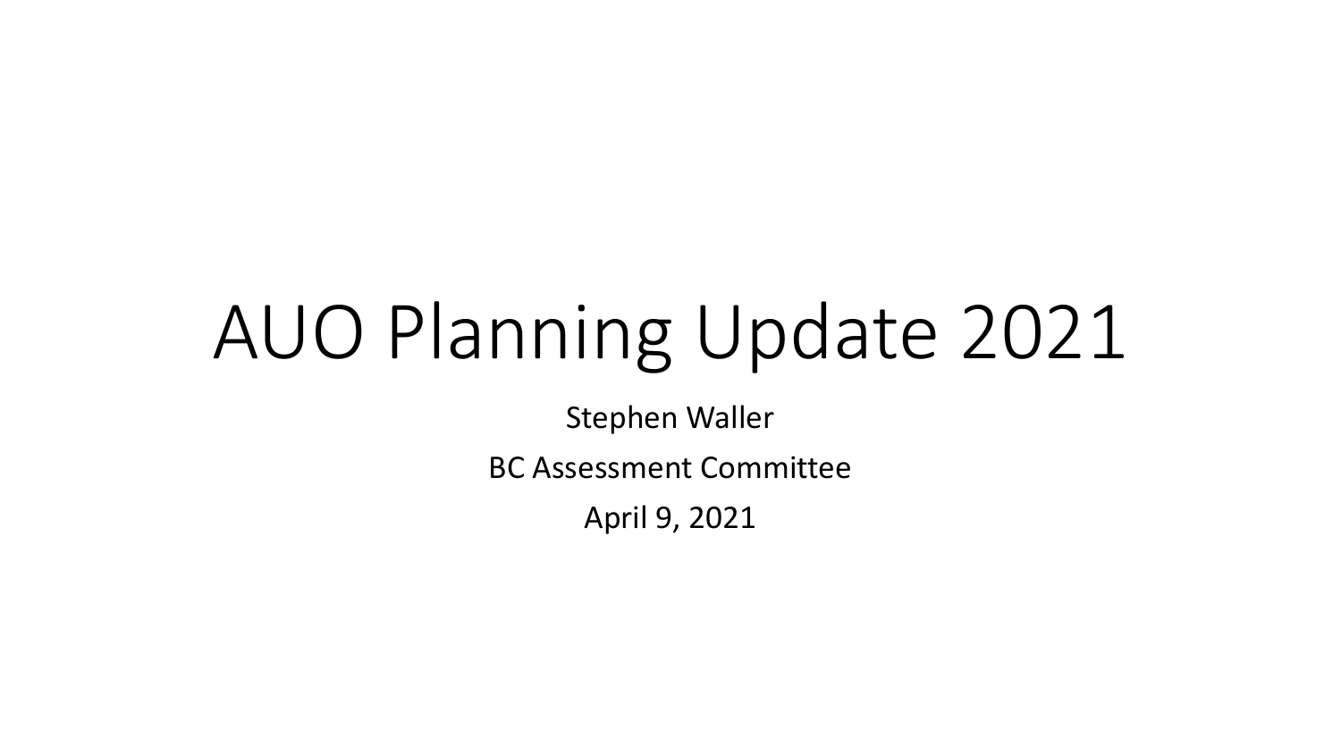# AUO Planning Update 2021

Stephen Waller

BC Assessment Committee

April 9, 2021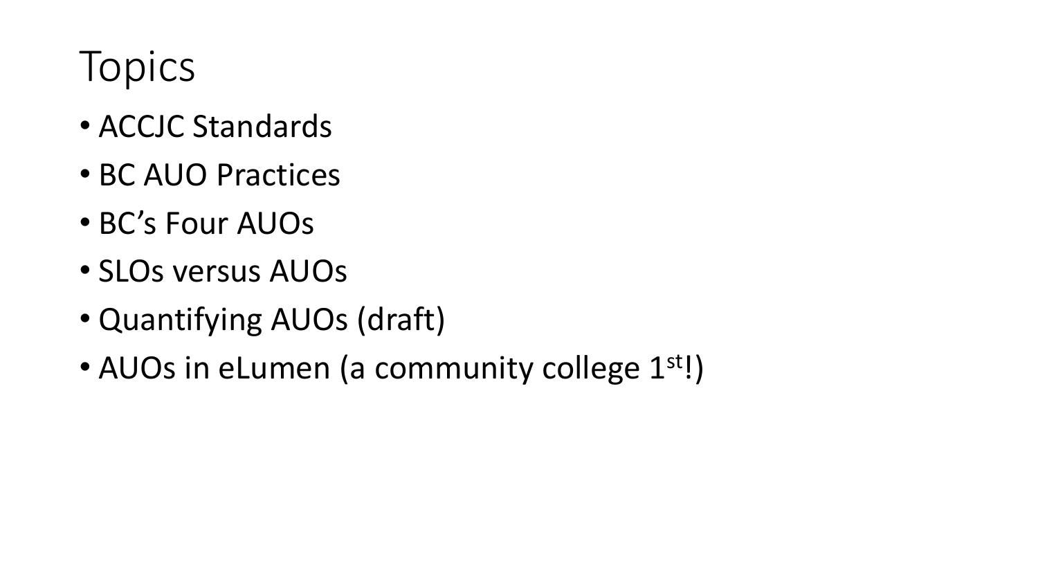# Topics

- ACCJC Standards
- BC AUO Practices
- BC's Four AUOs
- SLOs versus AUOs
- Quantifying AUOs (draft)
- AUOs in eLumen (a community college 1st!)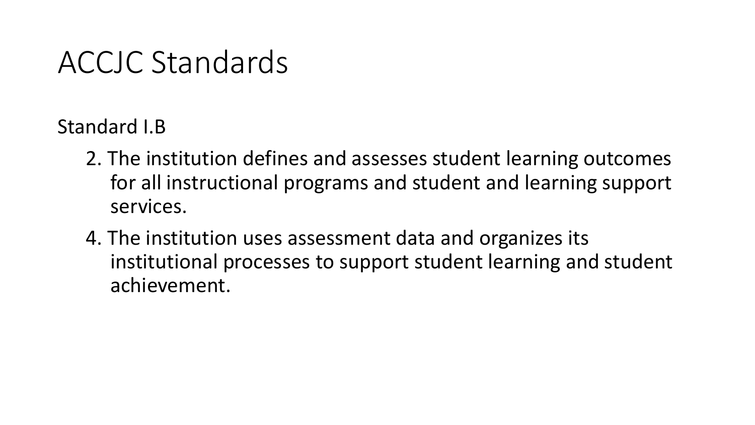# ACCJC Standards

Standard I.B

2. The institution defines and assesses student learning outcomes for all instructional programs and student and learning support services.
4. The institution uses assessment data and organizes its institutional processes to support student learning and student achievement.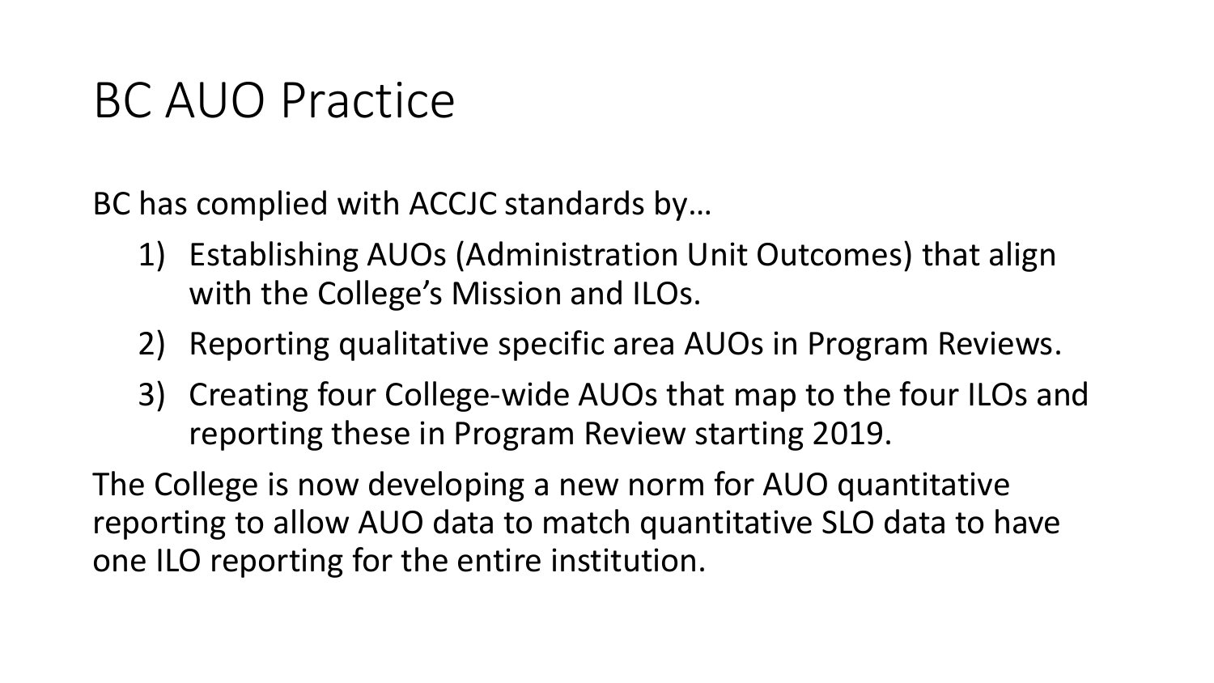# BC AUO Practice

BC has complied with ACCJC standards by…

1) Establishing AUOs (Administration Unit Outcomes) that align with the College's Mission and ILOs.
2) Reporting qualitative specific area AUOs in Program Reviews.
3) Creating four College-wide AUOs that map to the four ILOs and reporting these in Program Review starting 2019.

The College is now developing a new norm for AUO quantitative reporting to allow AUO data to match quantitative SLO data to have one ILO reporting for the entire institution.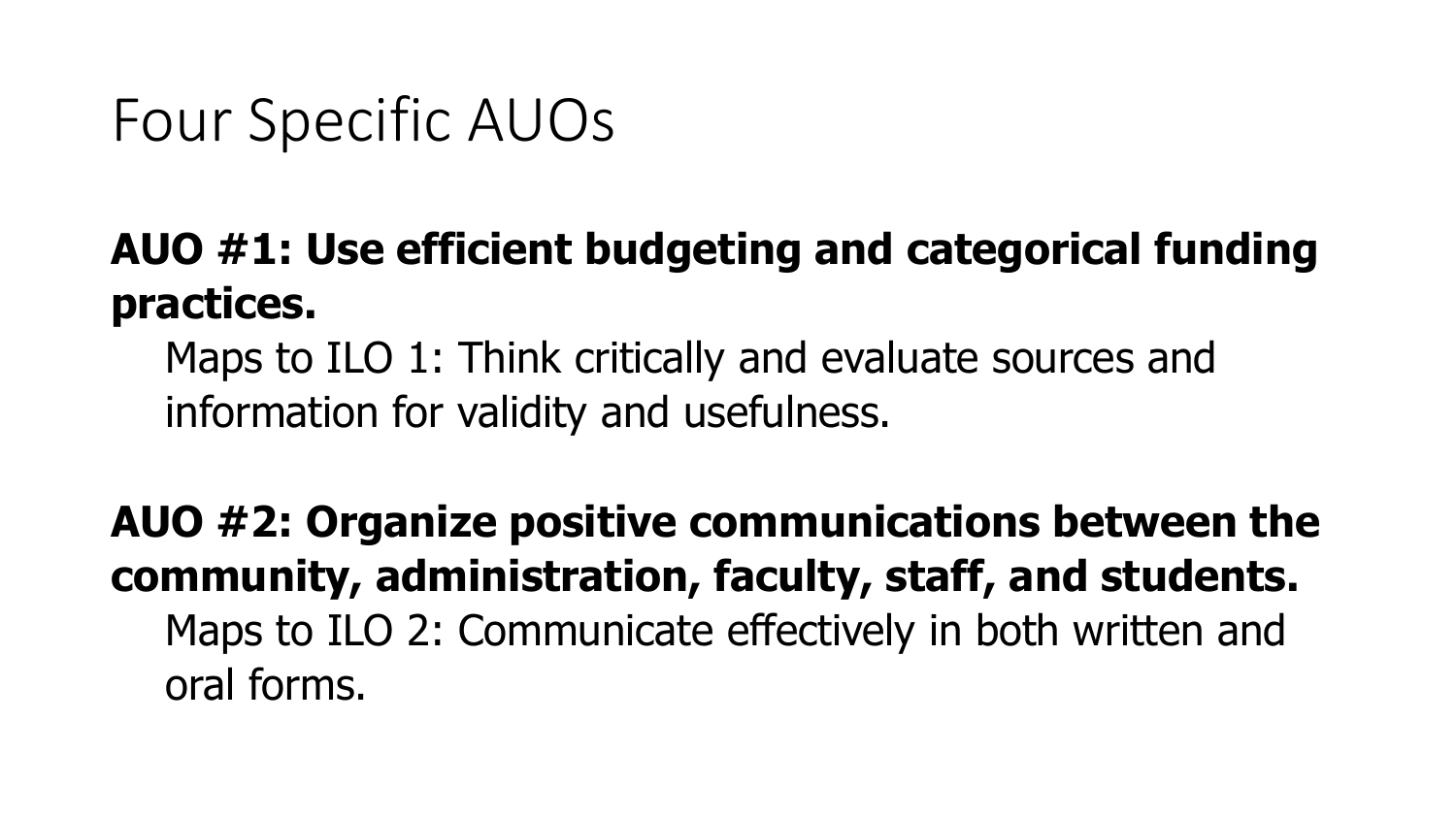# Four Specific AUOs

**AUO #1: Use efficient budgeting and categorical funding practices.**

Maps to ILO 1: Think critically and evaluate sources and information for validity and usefulness.

**AUO #2: Organize positive communications between the community, administration, faculty, staff, and students.**

Maps to ILO 2: Communicate effectively in both written and oral forms.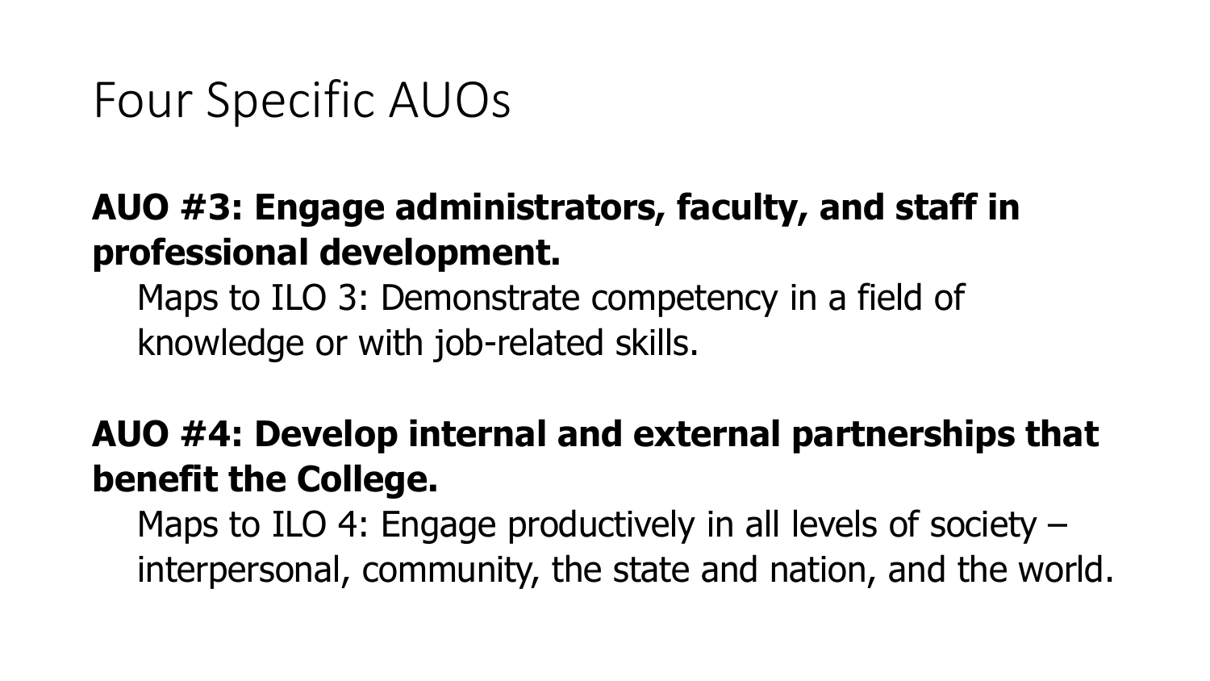# Four Specific AUOs

**AUO #3: Engage administrators, faculty, and staff in professional development.**

Maps to ILO 3: Demonstrate competency in a field of knowledge or with job-related skills.

**AUO #4: Develop internal and external partnerships that benefit the College.**

Maps to ILO 4: Engage productively in all levels of society – interpersonal, community, the state and nation, and the world.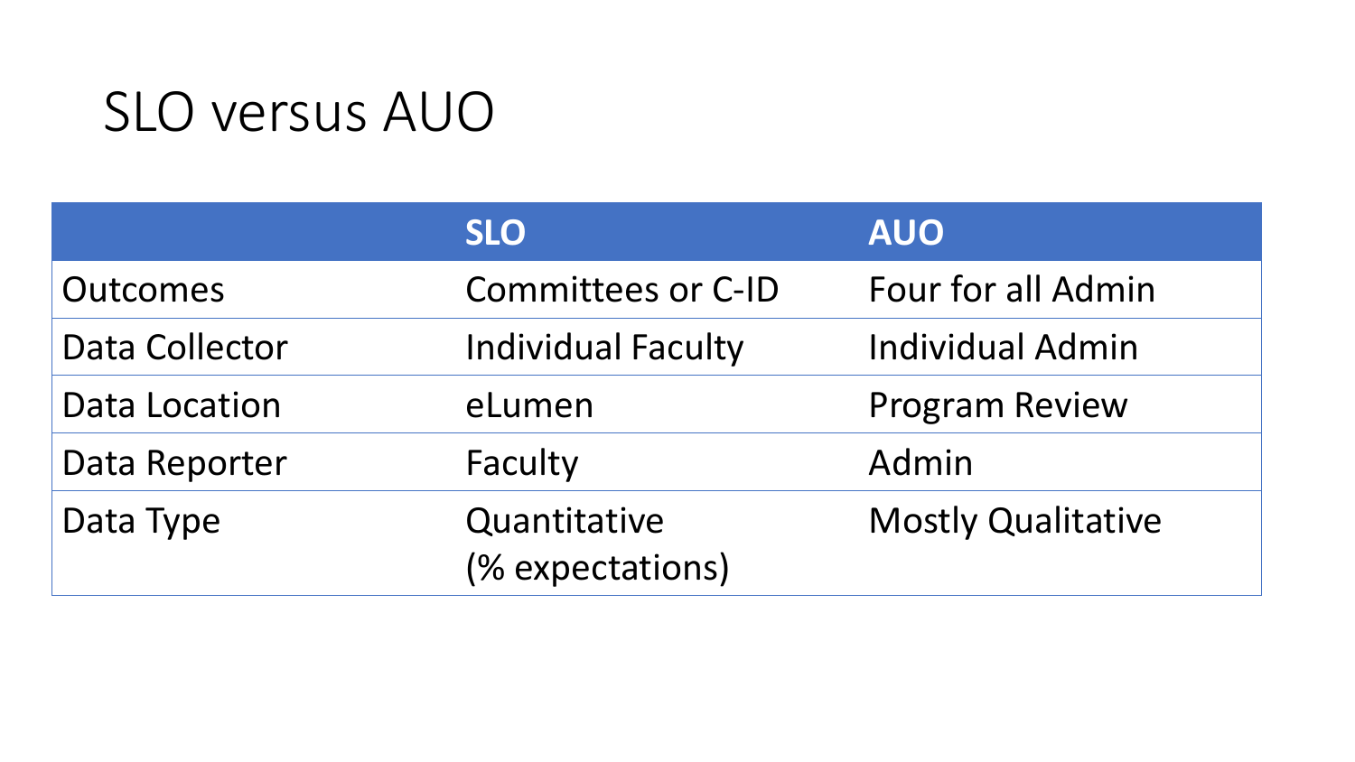# SLO versus AUO

| | SLO | AUO |
|---|---|---|
| Outcomes | Committees or C-ID | Four for all Admin |
| Data Collector | Individual Faculty | Individual Admin |
| Data Location | eLumen | Program Review |
| Data Reporter | Faculty | Admin |
| Data Type | Quantitative (% expectations) | Mostly Qualitative |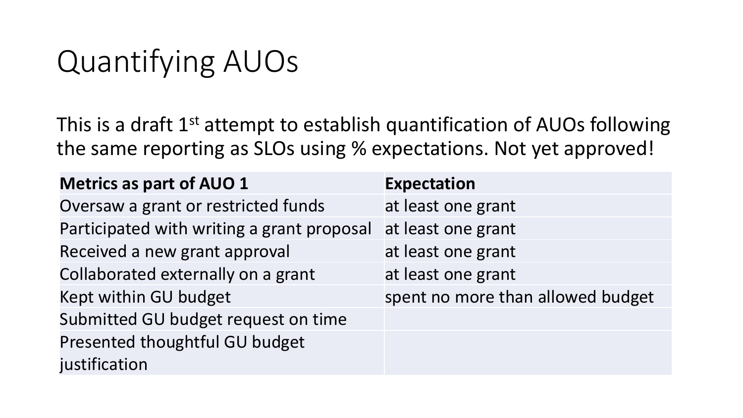# Quantifying AUOs

This is a draft 1st attempt to establish quantification of AUOs following the same reporting as SLOs using % expectations. Not yet approved!

| Metrics as part of AUO 1 | Expectation |
| --- | --- |
| Oversaw a grant or restricted funds | at least one grant |
| Participated with writing a grant proposal | at least one grant |
| Received a new grant approval | at least one grant |
| Collaborated externally on a grant | at least one grant |
| Kept within GU budget | spent no more than allowed budget |
| Submitted GU budget request on time | |
| Presented thoughtful GU budget justification | |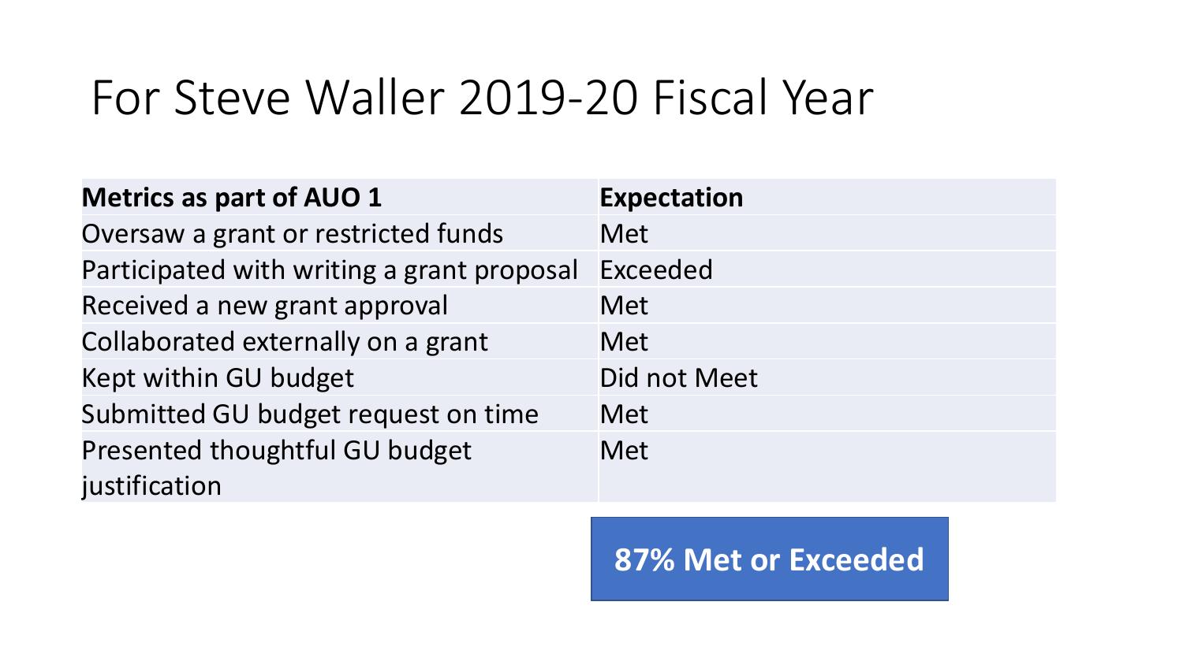# For Steve Waller 2019-20 Fiscal Year

| Metrics as part of AUO 1 | Expectation |
|---|---|
| Oversaw a grant or restricted funds | Met |
| Participated with writing a grant proposal | Exceeded |
| Received a new grant approval | Met |
| Collaborated externally on a grant | Met |
| Kept within GU budget | Did not Meet |
| Submitted GU budget request on time | Met |
| Presented thoughtful GU budget justification | Met |

**87% Met or Exceeded**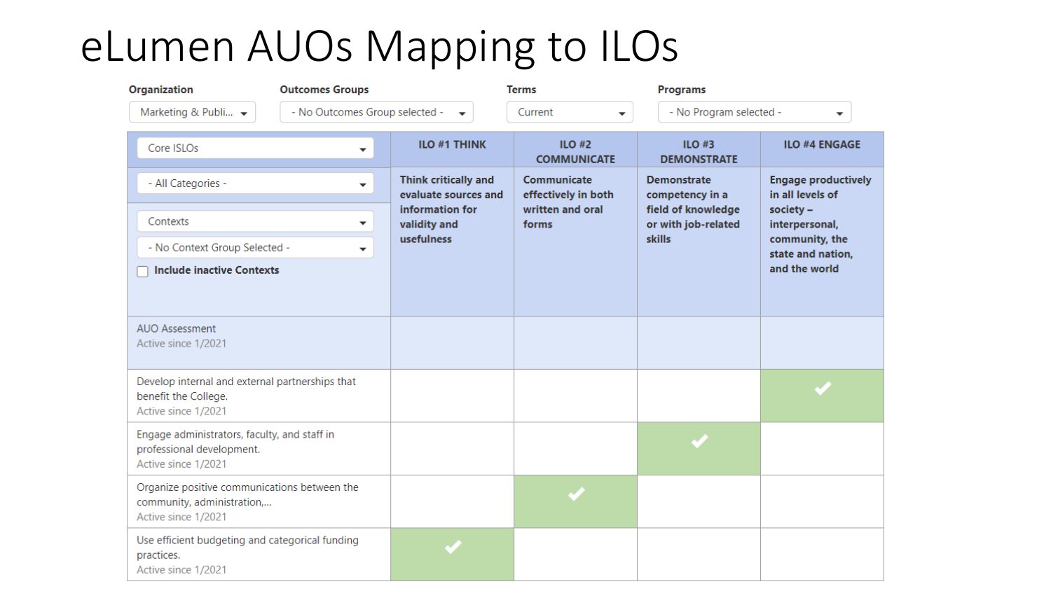# eLumen AUOs Mapping to ILOs

| Organization | Outcomes Groups | Terms | Programs |
|---|---|---|---|
| Marketing & Publi... | - No Outcomes Group selected - | Current | - No Program selected - |

| Core ISLOs / - All Categories - / Contexts / - No Context Group Selected - / Include inactive Contexts | ILO #1 THINK<br>Think critically and evaluate sources and information for validity and usefulness | ILO #2 COMMUNICATE<br>Communicate effectively in both written and oral forms | ILO #3 DEMONSTRATE<br>Demonstrate competency in a field of knowledge or with job-related skills | ILO #4 ENGAGE<br>Engage productively in all levels of society – interpersonal, community, the state and nation, and the world |
|---|---|---|---|---|
| AUO Assessment<br>Active since 1/2021 | | | | |
| Develop internal and external partnerships that benefit the College.<br>Active since 1/2021 | | | | ✓ |
| Engage administrators, faculty, and staff in professional development.<br>Active since 1/2021 | | | ✓ | |
| Organize positive communications between the community, administration,...<br>Active since 1/2021 | | ✓ | | |
| Use efficient budgeting and categorical funding practices.<br>Active since 1/2021 | ✓ | | | |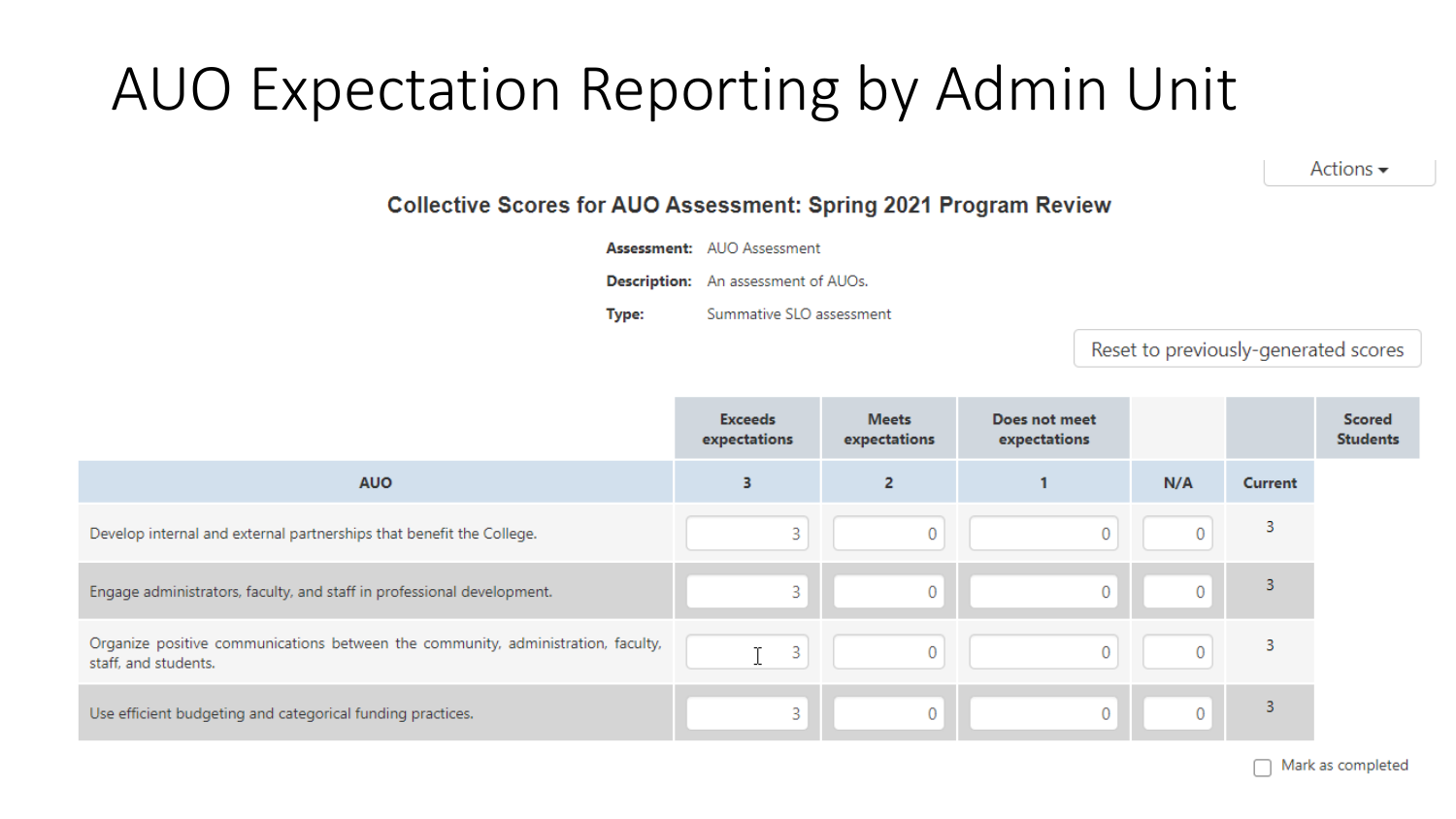# AUO Expectation Reporting by Admin Unit

Actions

### Collective Scores for AUO Assessment: Spring 2021 Program Review

**Assessment:** AUO Assessment

**Description:** An assessment of AUOs.

**Type:** Summative SLO assessment

Reset to previously-generated scores

| | Exceeds expectations | Meets expectations | Does not meet expectations | | | Scored Students |
|---|---|---|---|---|---|---|
| AUO | 3 | 2 | 1 | N/A | Current | |
| Develop internal and external partnerships that benefit the College. | 3 | 0 | 0 | 0 | 3 | |
| Engage administrators, faculty, and staff in professional development. | 3 | 0 | 0 | 0 | 3 | |
| Organize positive communications between the community, administration, faculty, staff, and students. | 3 | 0 | 0 | 0 | 3 | |
| Use efficient budgeting and categorical funding practices. | 3 | 0 | 0 | 0 | 3 | |

☐ Mark as completed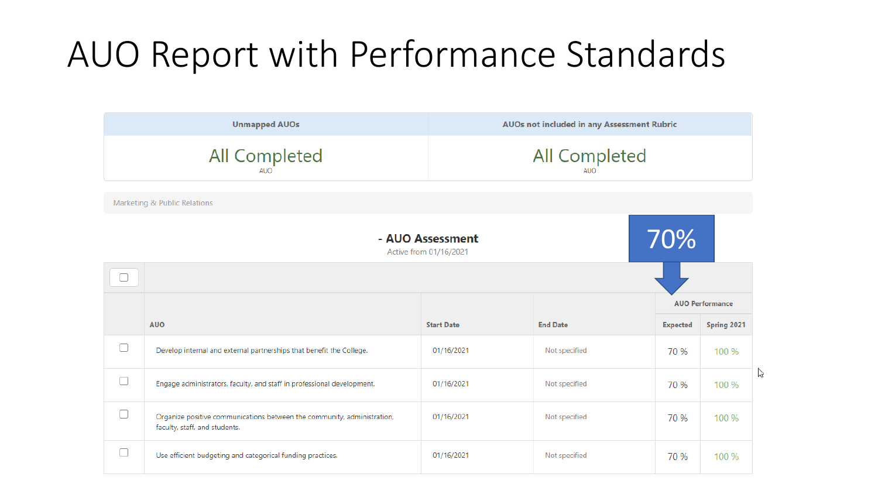# AUO Report with Performance Standards

| Unmapped AUOs | AUOs not included in any Assessment Rubric |
| --- | --- |
| All Completed AUO | All Completed AUO |

Marketing & Public Relations

**- AUO Assessment**

Active from 01/16/2021

70%

| | AUO | Start Date | End Date | AUO Performance | |
| --- | --- | --- | --- | --- | --- |
| | | | | Expected | Spring 2021 |
| ☐ | Develop internal and external partnerships that benefit the College. | 01/16/2021 | Not specified | 70 % | 100 % |
| ☐ | Engage administrators, faculty, and staff in professional development. | 01/16/2021 | Not specified | 70 % | 100 % |
| ☐ | Organize positive communications between the community, administration, faculty, staff, and students. | 01/16/2021 | Not specified | 70 % | 100 % |
| ☐ | Use efficient budgeting and categorical funding practices. | 01/16/2021 | Not specified | 70 % | 100 % |